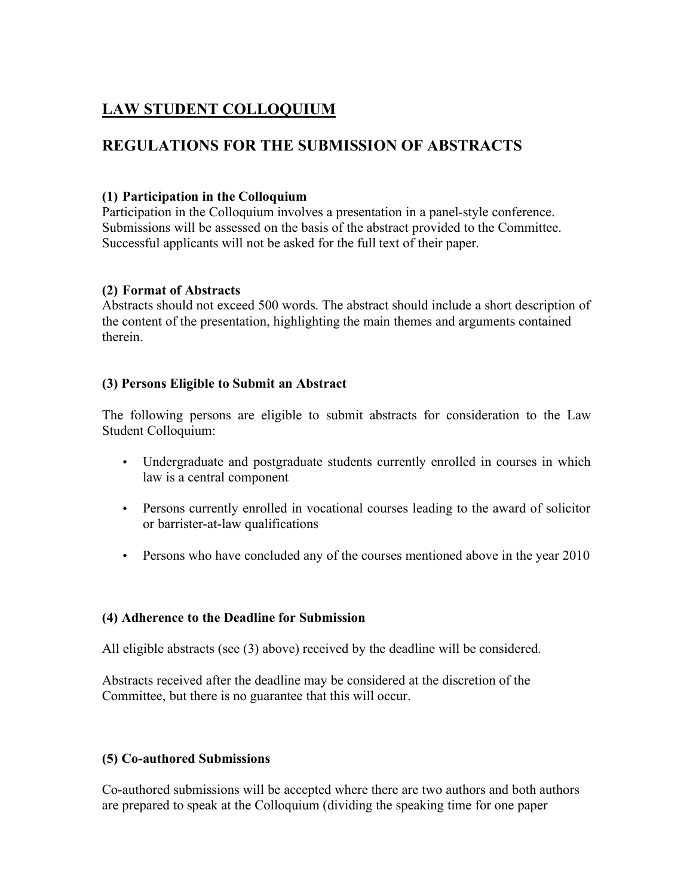# LAW STUDENT COLLOQUIUM

## REGULATIONS FOR THE SUBMISSION OF ABSTRACTS

**(1) Participation in the Colloquium**

Participation in the Colloquium involves a presentation in a panel-style conference. Submissions will be assessed on the basis of the abstract provided to the Committee. Successful applicants will not be asked for the full text of their paper.

**(2) Format of Abstracts**

Abstracts should not exceed 500 words. The abstract should include a short description of the content of the presentation, highlighting the main themes and arguments contained therein.

**(3) Persons Eligible to Submit an Abstract**

The following persons are eligible to submit abstracts for consideration to the Law Student Colloquium:

- Undergraduate and postgraduate students currently enrolled in courses in which law is a central component
- Persons currently enrolled in vocational courses leading to the award of solicitor or barrister-at-law qualifications
- Persons who have concluded any of the courses mentioned above in the year 2010

**(4) Adherence to the Deadline for Submission**

All eligible abstracts (see (3) above) received by the deadline will be considered.

Abstracts received after the deadline may be considered at the discretion of the Committee, but there is no guarantee that this will occur.

**(5) Co-authored Submissions**

Co-authored submissions will be accepted where there are two authors and both authors are prepared to speak at the Colloquium (dividing the speaking time for one paper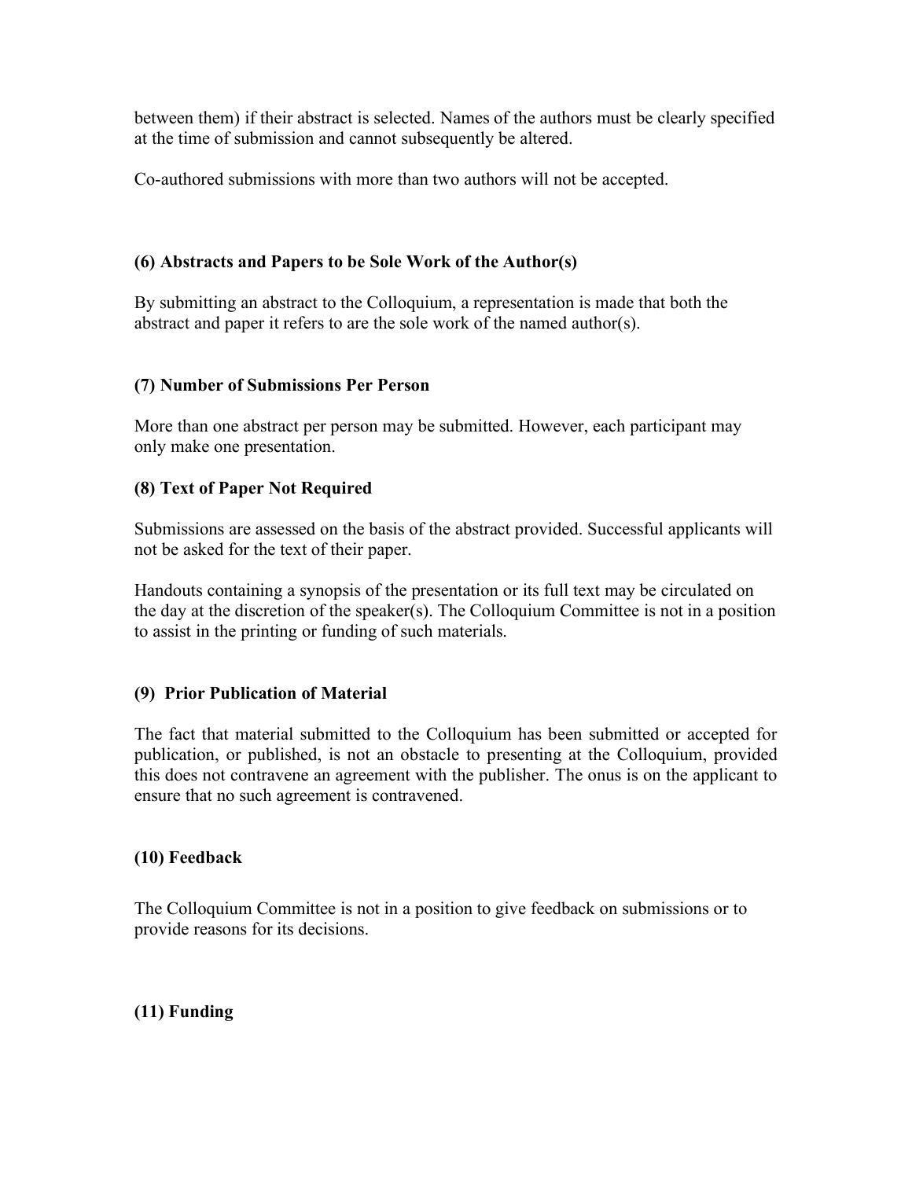between them) if their abstract is selected. Names of the authors must be clearly specified at the time of submission and cannot subsequently be altered.

Co-authored submissions with more than two authors will not be accepted.

### (6) Abstracts and Papers to be Sole Work of the Author(s)

By submitting an abstract to the Colloquium, a representation is made that both the abstract and paper it refers to are the sole work of the named author(s).

### (7) Number of Submissions Per Person

More than one abstract per person may be submitted. However, each participant may only make one presentation.

### (8) Text of Paper Not Required

Submissions are assessed on the basis of the abstract provided. Successful applicants will not be asked for the text of their paper.

Handouts containing a synopsis of the presentation or its full text may be circulated on the day at the discretion of the speaker(s). The Colloquium Committee is not in a position to assist in the printing or funding of such materials.

### (9) Prior Publication of Material

The fact that material submitted to the Colloquium has been submitted or accepted for publication, or published, is not an obstacle to presenting at the Colloquium, provided this does not contravene an agreement with the publisher. The onus is on the applicant to ensure that no such agreement is contravened.

### (10) Feedback

The Colloquium Committee is not in a position to give feedback on submissions or to provide reasons for its decisions.

### (11) Funding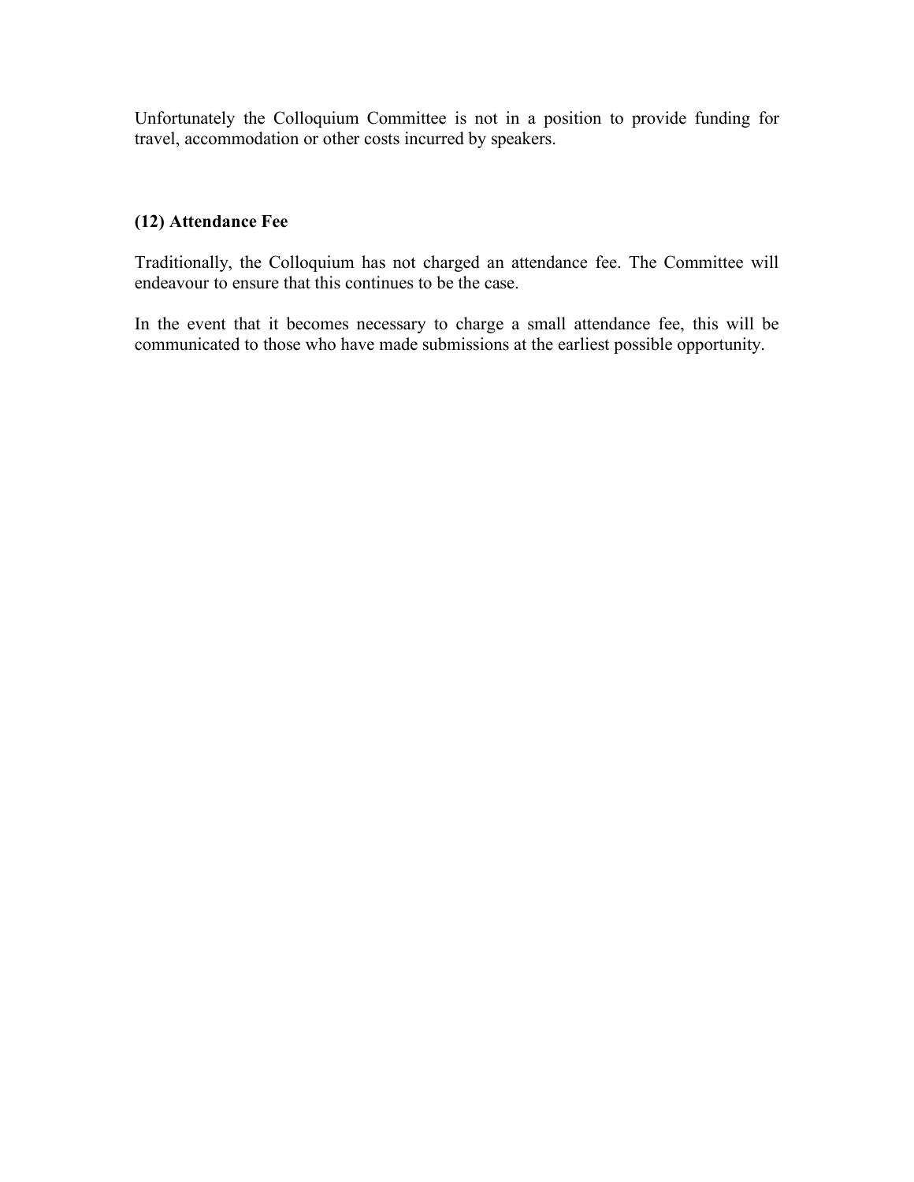Unfortunately the Colloquium Committee is not in a position to provide funding for travel, accommodation or other costs incurred by speakers.

### (12) Attendance Fee

Traditionally, the Colloquium has not charged an attendance fee. The Committee will endeavour to ensure that this continues to be the case.

In the event that it becomes necessary to charge a small attendance fee, this will be communicated to those who have made submissions at the earliest possible opportunity.